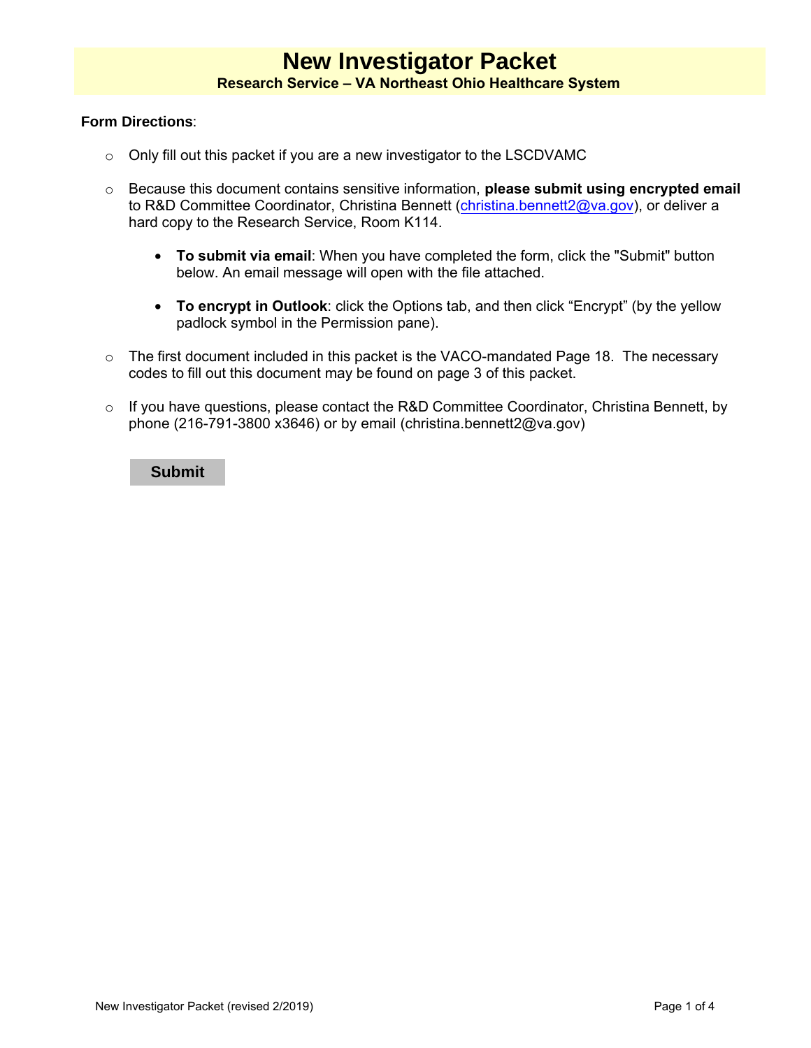# New Investigator Packet

**Research Service – VA Northeast Ohio Healthcare System**

**Form Directions**:

- Only fill out this packet if you are a new investigator to the LSCDVAMC
- Because this document contains sensitive information, **please submit using encrypted email** to R&D Committee Coordinator, Christina Bennett (christina.bennett2@va.gov), or deliver a hard copy to the Research Service, Room K114.
  - **To submit via email**: When you have completed the form, click the "Submit" button below. An email message will open with the file attached.
  - **To encrypt in Outlook**: click the Options tab, and then click "Encrypt" (by the yellow padlock symbol in the Permission pane).
- The first document included in this packet is the VACO-mandated Page 18. The necessary codes to fill out this document may be found on page 3 of this packet.
- If you have questions, please contact the R&D Committee Coordinator, Christina Bennett, by phone (216-791-3800 x3646) or by email (christina.bennett2@va.gov)

**Submit**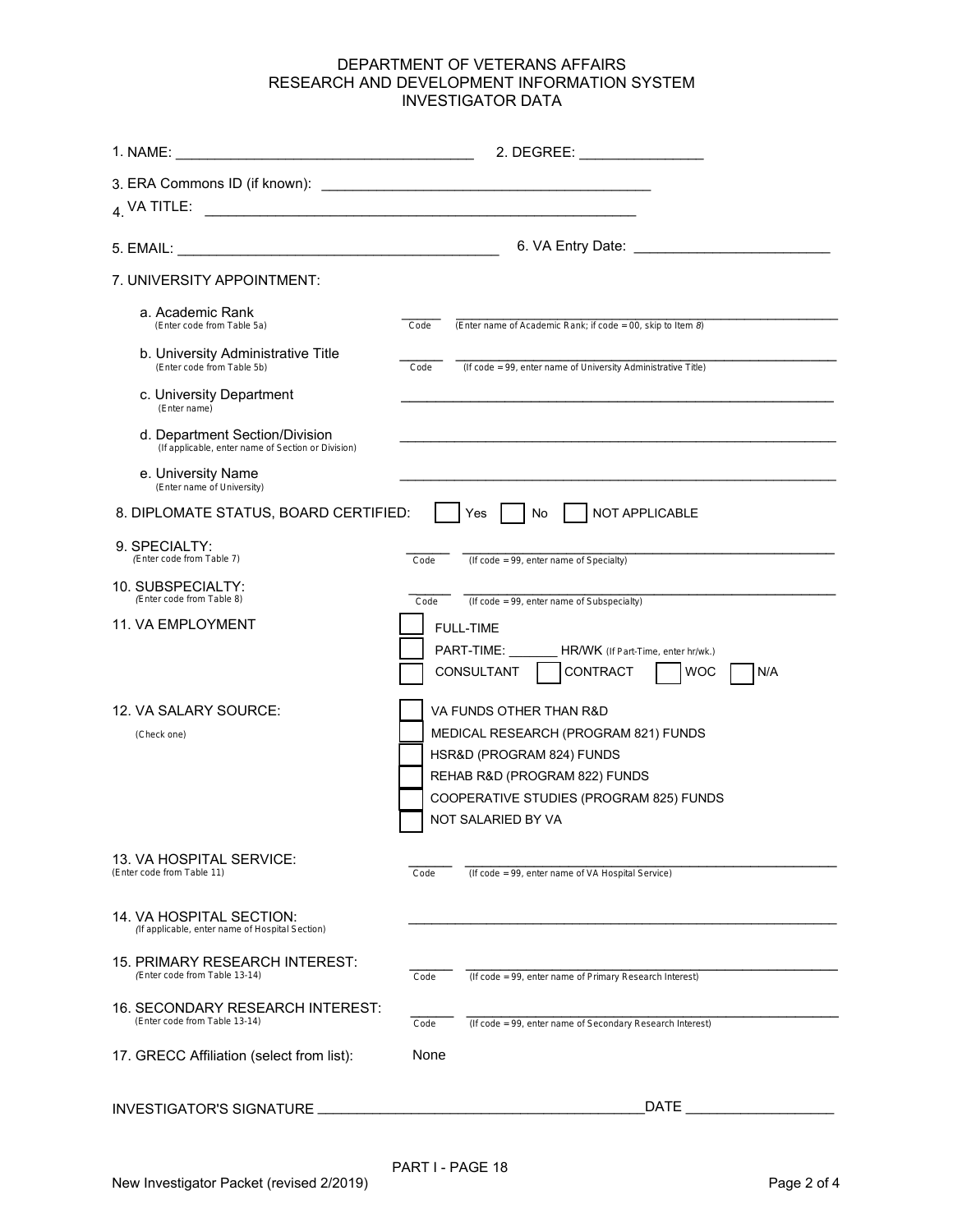# DEPARTMENT OF VETERANS AFFAIRS
## RESEARCH AND DEVELOPMENT INFORMATION SYSTEM
## INVESTIGATOR DATA

1. NAME: ____________________________________ 2. DEGREE: _______________

3. ERA Commons ID (if known): __________________________________________

4. VA TITLE: ______________________________________________________

5. EMAIL: ________________________________________ 6. VA Entry Date: ________________________

7. UNIVERSITY APPOINTMENT:

a. Academic Rank (Enter code from Table 5a) _____ Code _______________ (Enter name of Academic Rank; if code = 00, skip to Item 8)

b. University Administrative Title (Enter code from Table 5b) _____ Code _______________ (If code = 99, enter name of University Administrative Title)

c. University Department (Enter name) ________________________________________

d. Department Section/Division (If applicable, enter name of Section or Division) ________________________________________

e. University Name (Enter name of University) ________________________________________

8. DIPLOMATE STATUS, BOARD CERTIFIED: ☐ Yes ☐ No ☐ NOT APPLICABLE

9. SPECIALTY: (Enter code from Table 7) _____ Code _______________ (If code = 99, enter name of Specialty)

10. SUBSPECIALTY: (Enter code from Table 8) _____ Code _______________ (If code = 99, enter name of Subspecialty)

11. VA EMPLOYMENT

- ☐ FULL-TIME
- ☐ PART-TIME: _______ HR/WK (If Part-Time, enter hr/wk.)
- ☐ CONSULTANT ☐ CONTRACT ☐ WOC ☐ N/A

12. VA SALARY SOURCE: (Check one)

- ☐ VA FUNDS OTHER THAN R&D
- ☐ MEDICAL RESEARCH (PROGRAM 821) FUNDS
- ☐ HSR&D (PROGRAM 824) FUNDS
- ☐ REHAB R&D (PROGRAM 822) FUNDS
- ☐ COOPERATIVE STUDIES (PROGRAM 825) FUNDS
- ☐ NOT SALARIED BY VA

13. VA HOSPITAL SERVICE: (Enter code from Table 11) _____ Code _______________ (If code = 99, enter name of VA Hospital Service)

14. VA HOSPITAL SECTION: (If applicable, enter name of Hospital Section) ________________________________________

15. PRIMARY RESEARCH INTEREST: (Enter code from Table 13-14) _____ Code _______________ (If code = 99, enter name of Primary Research Interest)

16. SECONDARY RESEARCH INTEREST: (Enter code from Table 13-14) _____ Code _______________ (If code = 99, enter name of Secondary Research Interest)

17. GRECC Affiliation (select from list): None

INVESTIGATOR'S SIGNATURE ________________________________________ DATE ___________________

PART I - PAGE 18

New Investigator Packet (revised 2/2019)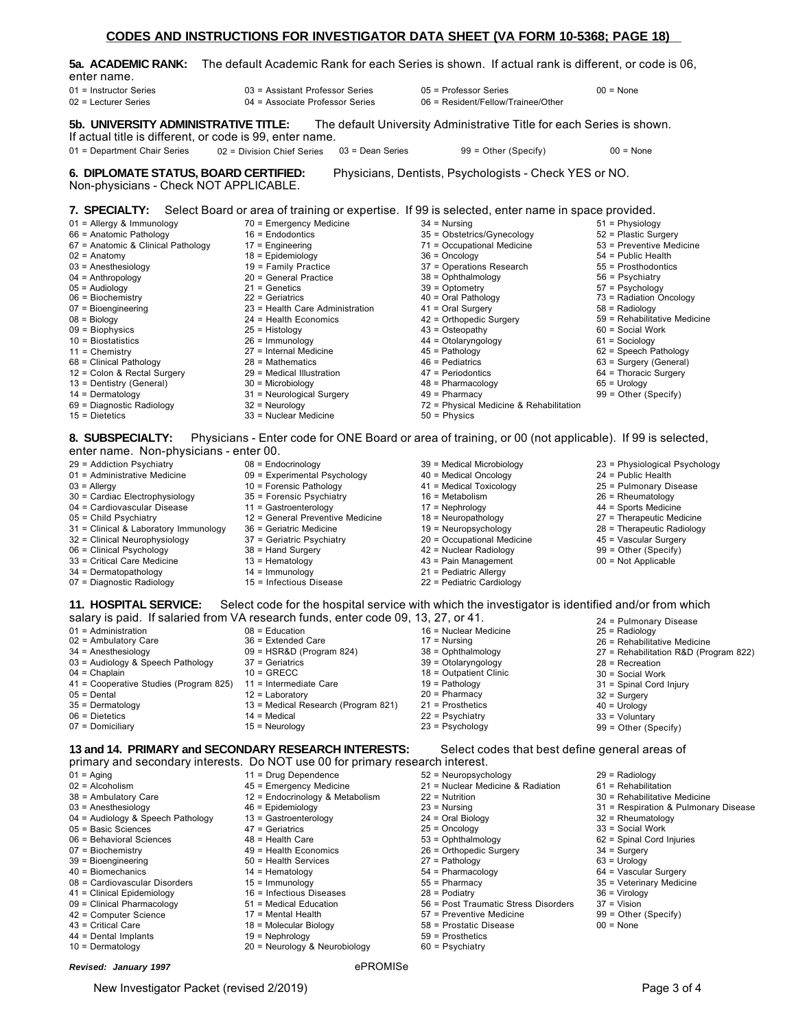## CODES AND INSTRUCTIONS FOR INVESTIGATOR DATA SHEET (VA FORM 10-5368; PAGE 18)

**5a. ACADEMIC RANK:** The default Academic Rank for each Series is shown. If actual rank is different, or code is 06, enter name.

01 = Instructor Series
02 = Lecturer Series
03 = Assistant Professor Series
04 = Associate Professor Series
05 = Professor Series
06 = Resident/Fellow/Trainee/Other
00 = None

**5b. UNIVERSITY ADMINISTRATIVE TITLE:** The default University Administrative Title for each Series is shown. If actual title is different, or code is 99, enter name.

01 = Department Chair Series
02 = Division Chief Series
03 = Dean Series
99 = Other (Specify)
00 = None

**6. DIPLOMATE STATUS, BOARD CERTIFIED:** Physicians, Dentists, Psychologists - Check YES or NO. Non-physicians - Check NOT APPLICABLE.

**7. SPECIALTY:** Select Board or area of training or expertise. If 99 is selected, enter name in space provided.

01 = Allergy & Immunology
66 = Anatomic Pathology
67 = Anatomic & Clinical Pathology
02 = Anatomy
03 = Anesthesiology
04 = Anthropology
05 = Audiology
06 = Biochemistry
07 = Bioengineering
08 = Biology
09 = Biophysics
10 = Biostatistics
11 = Chemistry
68 = Clinical Pathology
12 = Colon & Rectal Surgery
13 = Dentistry (General)
14 = Dermatology
69 = Diagnostic Radiology
15 = Dietetics
70 = Emergency Medicine
16 = Endodontics
17 = Engineering
18 = Epidemiology
19 = Family Practice
20 = General Practice
21 = Genetics
22 = Geriatrics
23 = Health Care Administration
24 = Health Economics
25 = Histology
26 = Immunology
27 = Internal Medicine
28 = Mathematics
29 = Medical Illustration
30 = Microbiology
31 = Neurological Surgery
32 = Neurology
33 = Nuclear Medicine
34 = Nursing
35 = Obstetrics/Gynecology
71 = Occupational Medicine
36 = Oncology
37 = Operations Research
38 = Ophthalmology
39 = Optometry
40 = Oral Pathology
41 = Oral Surgery
42 = Orthopedic Surgery
43 = Osteopathy
44 = Otolaryngology
45 = Pathology
46 = Pediatrics
47 = Periodontics
48 = Pharmacology
49 = Pharmacy
72 = Physical Medicine & Rehabilitation
50 = Physics
51 = Physiology
52 = Plastic Surgery
53 = Preventive Medicine
54 = Public Health
55 = Prosthodontics
56 = Psychiatry
57 = Psychology
73 = Radiation Oncology
58 = Radiology
59 = Rehabilitative Medicine
60 = Social Work
61 = Sociology
62 = Speech Pathology
63 = Surgery (General)
64 = Thoracic Surgery
65 = Urology
99 = Other (Specify)

**8. SUBSPECIALTY:** Physicians - Enter code for ONE Board or area of training, or 00 (not applicable). If 99 is selected, enter name. Non-physicians - enter 00.

29 = Addiction Psychiatry
01 = Administrative Medicine
03 = Allergy
30 = Cardiac Electrophysiology
04 = Cardiovascular Disease
05 = Child Psychiatry
31 = Clinical & Laboratory Immunology
32 = Clinical Neurophysiology
06 = Clinical Psychology
33 = Critical Care Medicine
34 = Dermatopathology
07 = Diagnostic Radiology
08 = Endocrinology
09 = Experimental Psychology
10 = Forensic Pathology
35 = Forensic Psychiatry
11 = Gastroenterology
12 = General Preventive Medicine
36 = Geriatric Medicine
37 = Geriatric Psychiatry
38 = Hand Surgery
13 = Hematology
14 = Immunology
15 = Infectious Disease
39 = Medical Microbiology
40 = Medical Oncology
41 = Medical Toxicology
16 = Metabolism
17 = Nephrology
18 = Neuropathology
19 = Neuropsychology
20 = Occupational Medicine
42 = Nuclear Radiology
43 = Pain Management
21 = Pediatric Allergy
22 = Pediatric Cardiology
23 = Physiological Psychology
24 = Public Health
25 = Pulmonary Disease
26 = Rheumatology
44 = Sports Medicine
27 = Therapeutic Medicine
28 = Therapeutic Radiology
45 = Vascular Surgery
99 = Other (Specify)
00 = Not Applicable

**11. HOSPITAL SERVICE:** Select code for the hospital service with which the investigator is identified and/or from which salary is paid. If salaried from VA research funds, enter code 09, 13, 27, or 41.

01 = Administration
02 = Ambulatory Care
34 = Anesthesiology
03 = Audiology & Speech Pathology
04 = Chaplain
41 = Cooperative Studies (Program 825)
05 = Dental
35 = Dermatology
06 = Dietetics
07 = Domiciliary
08 = Education
36 = Extended Care
09 = HSR&D (Program 824)
37 = Geriatrics
10 = GRECC
11 = Intermediate Care
12 = Laboratory
13 = Medical Research (Program 821)
14 = Medical
15 = Neurology
16 = Nuclear Medicine
17 = Nursing
38 = Ophthalmology
39 = Otolaryngology
18 = Outpatient Clinic
19 = Pathology
20 = Pharmacy
21 = Prosthetics
22 = Psychiatry
23 = Psychology
24 = Pulmonary Disease
25 = Radiology
26 = Rehabilitative Medicine
27 = Rehabilitation R&D (Program 822)
28 = Recreation
30 = Social Work
31 = Spinal Cord Injury
32 = Surgery
40 = Urology
33 = Voluntary
99 = Other (Specify)

**13 and 14. PRIMARY and SECONDARY RESEARCH INTERESTS:** Select codes that best define general areas of primary and secondary interests. Do NOT use 00 for primary research interest.

01 = Aging
02 = Alcoholism
38 = Ambulatory Care
03 = Anesthesiology
04 = Audiology & Speech Pathology
05 = Basic Sciences
06 = Behavioral Sciences
07 = Biochemistry
39 = Bioengineering
40 = Biomechanics
08 = Cardiovascular Disorders
41 = Clinical Epidemiology
09 = Clinical Pharmacology
42 = Computer Science
43 = Critical Care
44 = Dental Implants
10 = Dermatology
11 = Drug Dependence
45 = Emergency Medicine
12 = Endocrinology & Metabolism
46 = Epidemiology
13 = Gastroenterology
47 = Geriatrics
48 = Health Care
49 = Health Economics
50 = Health Services
14 = Hematology
15 = Immunology
16 = Infectious Diseases
51 = Medical Education
17 = Mental Health
18 = Molecular Biology
19 = Nephrology
20 = Neurology & Neurobiology
52 = Neuropsychology
21 = Nuclear Medicine & Radiation
22 = Nutrition
23 = Nursing
24 = Oral Biology
25 = Oncology
53 = Ophthalmology
26 = Orthopedic Surgery
27 = Pathology
54 = Pharmacology
55 = Pharmacy
28 = Podiatry
56 = Post Traumatic Stress Disorders
57 = Preventive Medicine
58 = Prostatic Disease
59 = Prosthetics
60 = Psychiatry
29 = Radiology
61 = Rehabilitation
30 = Rehabilitative Medicine
31 = Respiration & Pulmonary Disease
32 = Rheumatology
33 = Social Work
62 = Spinal Cord Injuries
34 = Surgery
63 = Urology
64 = Vascular Surgery
35 = Veterinary Medicine
36 = Virology
37 = Vision
99 = Other (Specify)
00 = None

*Revised: January 1997* ePROMISe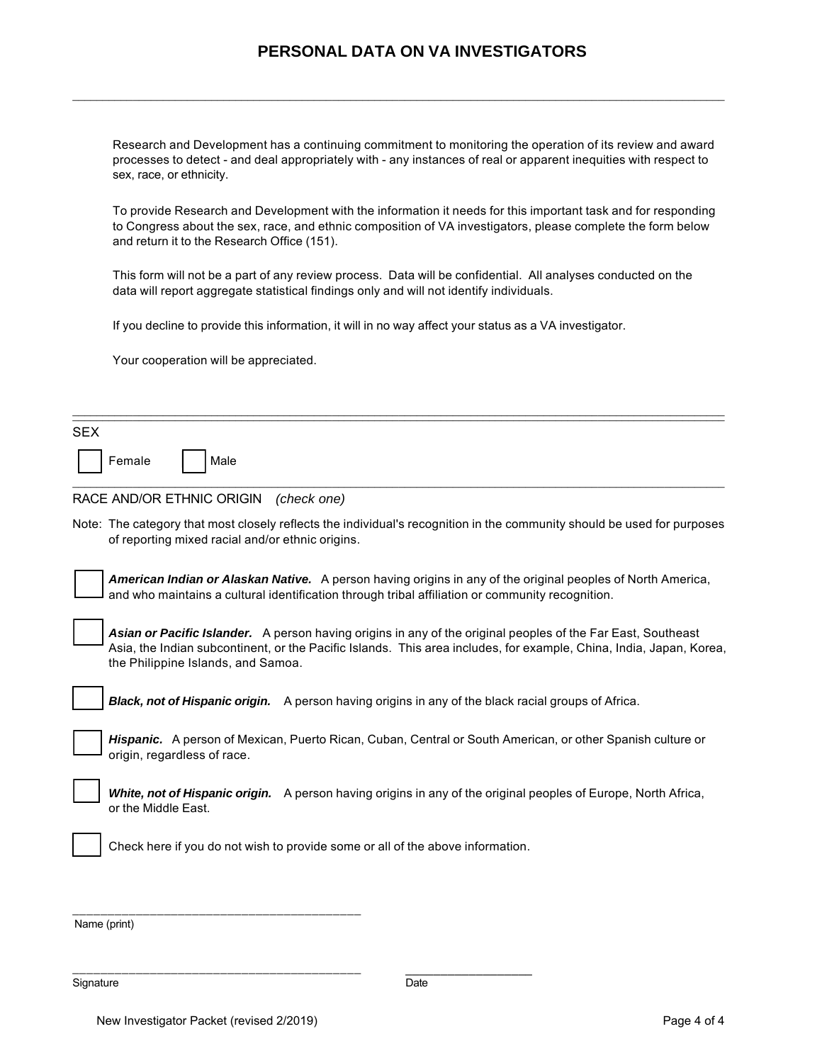# PERSONAL DATA ON VA INVESTIGATORS

---

Research and Development has a continuing commitment to monitoring the operation of its review and award processes to detect - and deal appropriately with - any instances of real or apparent inequities with respect to sex, race, or ethnicity.

To provide Research and Development with the information it needs for this important task and for responding to Congress about the sex, race, and ethnic composition of VA investigators, please complete the form below and return it to the Research Office (151).

This form will not be a part of any review process. Data will be confidential. All analyses conducted on the data will report aggregate statistical findings only and will not identify individuals.

If you decline to provide this information, it will in no way affect your status as a VA investigator.

Your cooperation will be appreciated.

---

SEX

☐ Female ☐ Male

---

RACE AND/OR ETHNIC ORIGIN *(check one)*

Note: The category that most closely reflects the individual's recognition in the community should be used for purposes of reporting mixed racial and/or ethnic origins.

☐ ***American Indian or Alaskan Native.*** A person having origins in any of the original peoples of North America, and who maintains a cultural identification through tribal affiliation or community recognition.

☐ ***Asian or Pacific Islander.*** A person having origins in any of the original peoples of the Far East, Southeast Asia, the Indian subcontinent, or the Pacific Islands. This area includes, for example, China, India, Japan, Korea, the Philippine Islands, and Samoa.

☐ ***Black, not of Hispanic origin.*** A person having origins in any of the black racial groups of Africa.

☐ ***Hispanic.*** A person of Mexican, Puerto Rican, Cuban, Central or South American, or other Spanish culture or origin, regardless of race.

☐ ***White, not of Hispanic origin.*** A person having origins in any of the original peoples of Europe, North Africa, or the Middle East.

☐ Check here if you do not wish to provide some or all of the above information.

\_\_\_\_\_\_\_\_\_\_\_\_\_\_\_\_\_\_\_\_\_\_\_\_\_\_\_\_\_\_\_\_\_\_\_\_\_\_\_\_\_\_
Name (print)

\_\_\_\_\_\_\_\_\_\_\_\_\_\_\_\_\_\_\_\_\_\_\_\_\_\_\_\_\_\_\_\_\_\_\_\_\_\_\_\_\_\_ \_\_\_\_\_\_\_\_\_\_\_\_\_\_\_\_\_\_\_\_
Signature Date

New Investigator Packet (revised 2/2019)